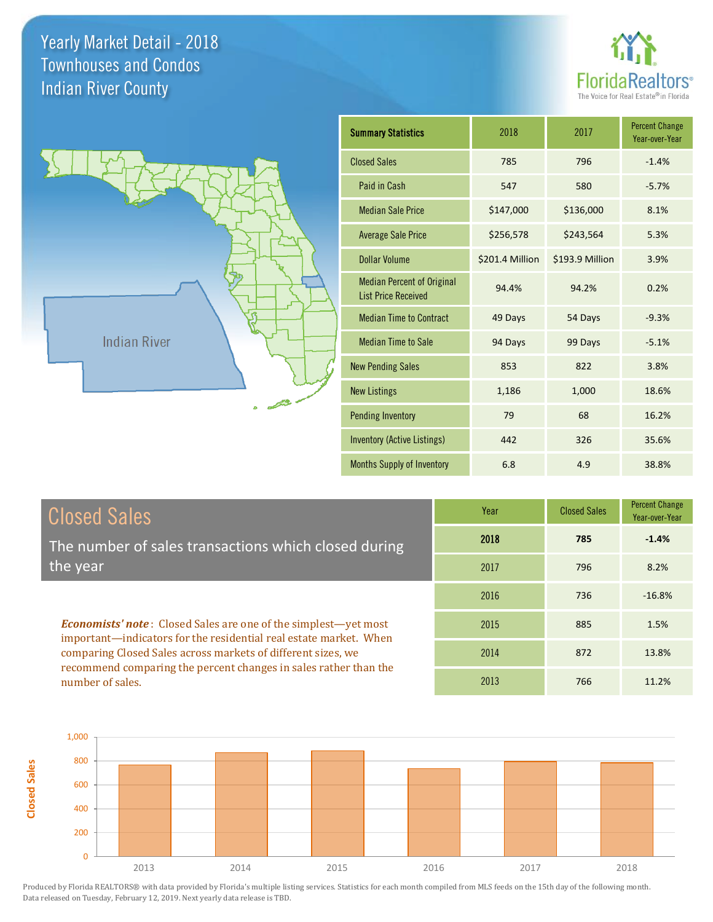# Yearly Market Detail - 2018
## Townhouses and Condos
## Indian River County

FloridaRealtors®
The Voice for Real Estate® in Florida

Indian River

| Summary Statistics | 2018 | 2017 | Percent Change Year-over-Year |
|---|---|---|---|
| Closed Sales | 785 | 796 | -1.4% |
| Paid in Cash | 547 | 580 | -5.7% |
| Median Sale Price | $147,000 | $136,000 | 8.1% |
| Average Sale Price | $256,578 | $243,564 | 5.3% |
| Dollar Volume | $201.4 Million | $193.9 Million | 3.9% |
| Median Percent of Original List Price Received | 94.4% | 94.2% | 0.2% |
| Median Time to Contract | 49 Days | 54 Days | -9.3% |
| Median Time to Sale | 94 Days | 99 Days | -5.1% |
| New Pending Sales | 853 | 822 | 3.8% |
| New Listings | 1,186 | 1,000 | 18.6% |
| Pending Inventory | 79 | 68 | 16.2% |
| Inventory (Active Listings) | 442 | 326 | 35.6% |
| Months Supply of Inventory | 6.8 | 4.9 | 38.8% |

## Closed Sales

The number of sales transactions which closed during the year

***Economists' note***: Closed Sales are one of the simplest—yet most important—indicators for the residential real estate market. When comparing Closed Sales across markets of different sizes, we recommend comparing the percent changes in sales rather than the number of sales.

| Year | Closed Sales | Percent Change Year-over-Year |
|---|---|---|
| **2018** | **785** | **-1.4%** |
| 2017 | 796 | 8.2% |
| 2016 | 736 | -16.8% |
| 2015 | 885 | 1.5% |
| 2014 | 872 | 13.8% |
| 2013 | 766 | 11.2% |

Produced by Florida REALTORS® with data provided by Florida's multiple listing services. Statistics for each month compiled from MLS feeds on the 15th day of the following month. Data released on Tuesday, February 12, 2019. Next yearly data release is TBD.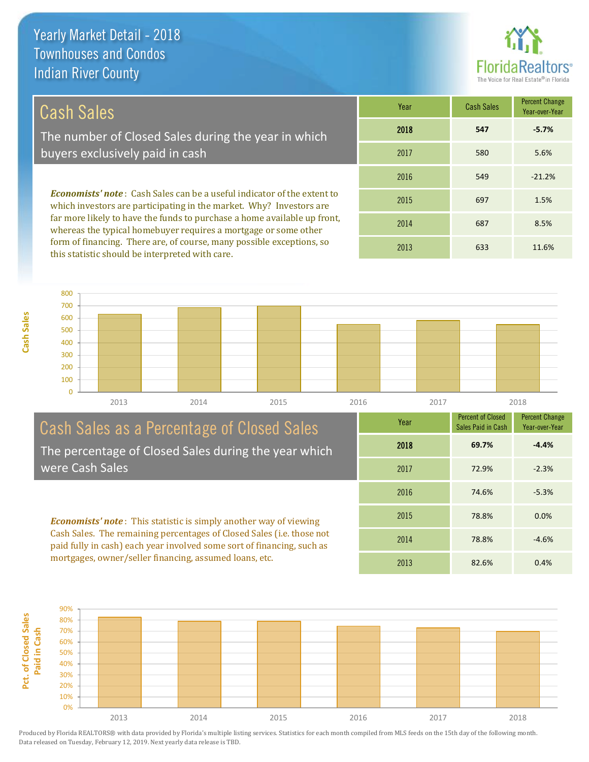# Yearly Market Detail - 2018
## Townhouses and Condos
## Indian River County

## Cash Sales

The number of Closed Sales during the year in which buyers exclusively paid in cash

***Economists' note***: Cash Sales can be a useful indicator of the extent to which investors are participating in the market. Why? Investors are far more likely to have the funds to purchase a home available up front, whereas the typical homebuyer requires a mortgage or some other form of financing. There are, of course, many possible exceptions, so this statistic should be interpreted with care.

| Year | Cash Sales | Percent Change Year-over-Year |
|---|---|---|
| **2018** | **547** | **-5.7%** |
| 2017 | 580 | 5.6% |
| 2016 | 549 | -21.2% |
| 2015 | 697 | 1.5% |
| 2014 | 687 | 8.5% |
| 2013 | 633 | 11.6% |

## Cash Sales as a Percentage of Closed Sales

The percentage of Closed Sales during the year which were Cash Sales

***Economists' note***: This statistic is simply another way of viewing Cash Sales. The remaining percentages of Closed Sales (i.e. those not paid fully in cash) each year involved some sort of financing, such as mortgages, owner/seller financing, assumed loans, etc.

| Year | Percent of Closed Sales Paid in Cash | Percent Change Year-over-Year |
|---|---|---|
| **2018** | **69.7%** | **-4.4%** |
| 2017 | 72.9% | -2.3% |
| 2016 | 74.6% | -5.3% |
| 2015 | 78.8% | 0.0% |
| 2014 | 78.8% | -4.6% |
| 2013 | 82.6% | 0.4% |

Produced by Florida REALTORS® with data provided by Florida's multiple listing services. Statistics for each month compiled from MLS feeds on the 15th day of the following month. Data released on Tuesday, February 12, 2019. Next yearly data release is TBD.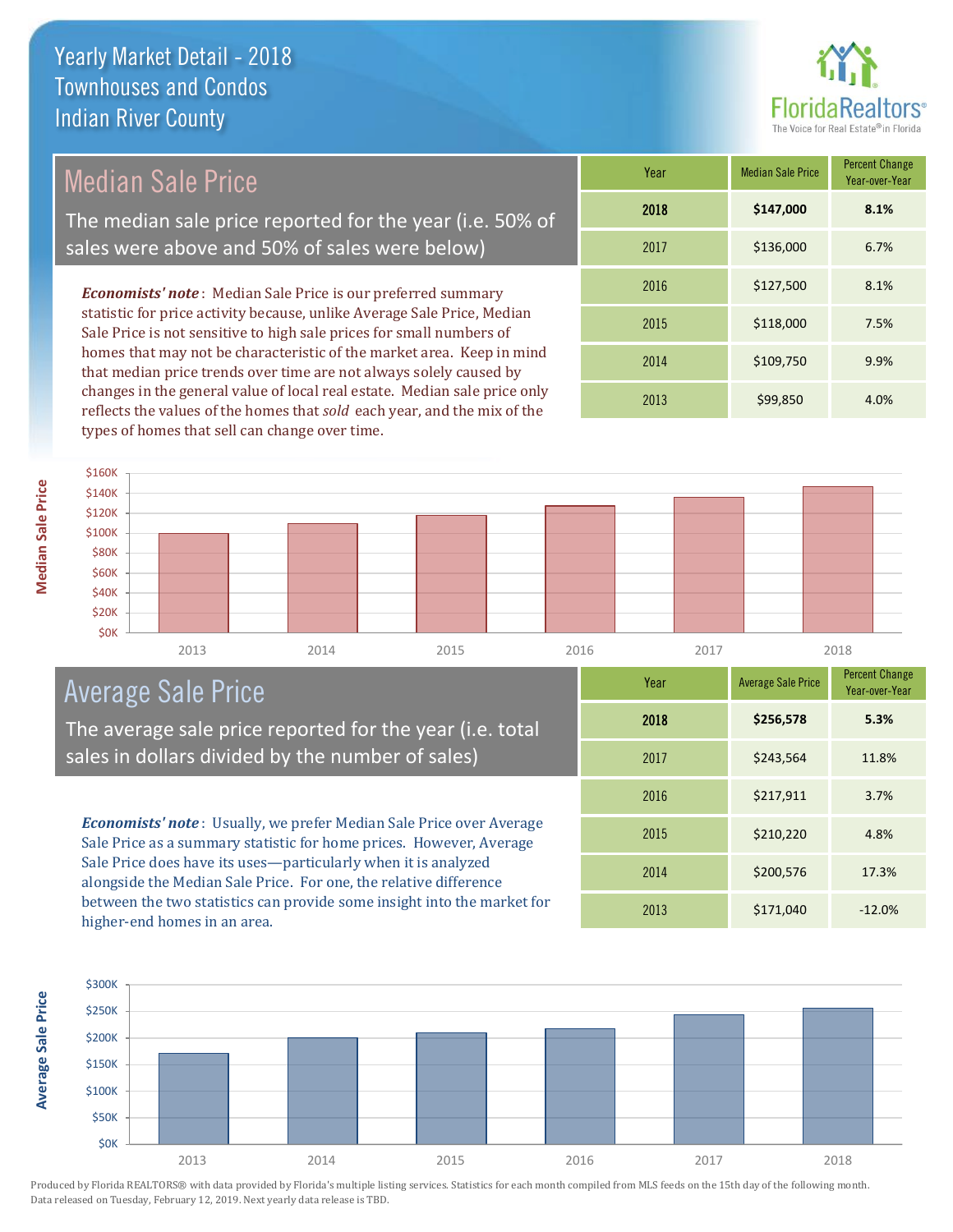# Yearly Market Detail - 2018
## Townhouses and Condos
## Indian River County

## Median Sale Price

The median sale price reported for the year (i.e. 50% of sales were above and 50% of sales were below)

***Economists' note***: Median Sale Price is our preferred summary statistic for price activity because, unlike Average Sale Price, Median Sale Price is not sensitive to high sale prices for small numbers of homes that may not be characteristic of the market area. Keep in mind that median price trends over time are not always solely caused by changes in the general value of local real estate. Median sale price only reflects the values of the homes that *sold* each year, and the mix of the types of homes that sell can change over time.

| Year | Median Sale Price | Percent Change Year-over-Year |
|---|---|---|
| **2018** | **$147,000** | **8.1%** |
| 2017 | $136,000 | 6.7% |
| 2016 | $127,500 | 8.1% |
| 2015 | $118,000 | 7.5% |
| 2014 | $109,750 | 9.9% |
| 2013 | $99,850 | 4.0% |

## Average Sale Price

The average sale price reported for the year (i.e. total sales in dollars divided by the number of sales)

***Economists' note***: Usually, we prefer Median Sale Price over Average Sale Price as a summary statistic for home prices. However, Average Sale Price does have its uses—particularly when it is analyzed alongside the Median Sale Price. For one, the relative difference between the two statistics can provide some insight into the market for higher-end homes in an area.

| Year | Average Sale Price | Percent Change Year-over-Year |
|---|---|---|
| **2018** | **$256,578** | **5.3%** |
| 2017 | $243,564 | 11.8% |
| 2016 | $217,911 | 3.7% |
| 2015 | $210,220 | 4.8% |
| 2014 | $200,576 | 17.3% |
| 2013 | $171,040 | -12.0% |

Produced by Florida REALTORS® with data provided by Florida's multiple listing services. Statistics for each month compiled from MLS feeds on the 15th day of the following month. Data released on Tuesday, February 12, 2019. Next yearly data release is TBD.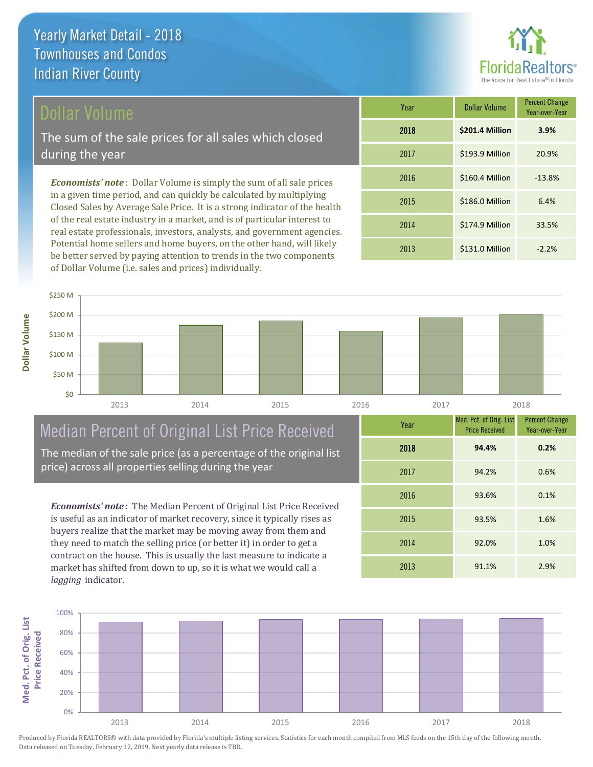# Yearly Market Detail - 2018
## Townhouses and Condos
## Indian River County

FloridaRealtors® The Voice for Real Estate® in Florida

## Dollar Volume

The sum of the sale prices for all sales which closed during the year

*Economists' note*: Dollar Volume is simply the sum of all sale prices in a given time period, and can quickly be calculated by multiplying Closed Sales by Average Sale Price. It is a strong indicator of the health of the real estate industry in a market, and is of particular interest to real estate professionals, investors, analysts, and government agencies. Potential home sellers and home buyers, on the other hand, will likely be better served by paying attention to trends in the two components of Dollar Volume (i.e. sales and prices) individually.

| Year | Dollar Volume | Percent Change Year-over-Year |
|---|---|---|
| **2018** | **$201.4 Million** | **3.9%** |
| 2017 | $193.9 Million | 20.9% |
| 2016 | $160.4 Million | -13.8% |
| 2015 | $186.0 Million | 6.4% |
| 2014 | $174.9 Million | 33.5% |
| 2013 | $131.0 Million | -2.2% |

## Median Percent of Original List Price Received

The median of the sale price (as a percentage of the original list price) across all properties selling during the year

*Economists' note*: The Median Percent of Original List Price Received is useful as an indicator of market recovery, since it typically rises as buyers realize that the market may be moving away from them and they need to match the selling price (or better it) in order to get a contract on the house. This is usually the last measure to indicate a market has shifted from down to up, so it is what we would call a *lagging* indicator.

| Year | Med. Pct. of Orig. List Price Received | Percent Change Year-over-Year |
|---|---|---|
| **2018** | **94.4%** | **0.2%** |
| 2017 | 94.2% | 0.6% |
| 2016 | 93.6% | 0.1% |
| 2015 | 93.5% | 1.6% |
| 2014 | 92.0% | 1.0% |
| 2013 | 91.1% | 2.9% |

Produced by Florida REALTORS® with data provided by Florida's multiple listing services. Statistics for each month compiled from MLS feeds on the 15th day of the following month. Data released on Tuesday, February 12, 2019. Next yearly data release is TBD.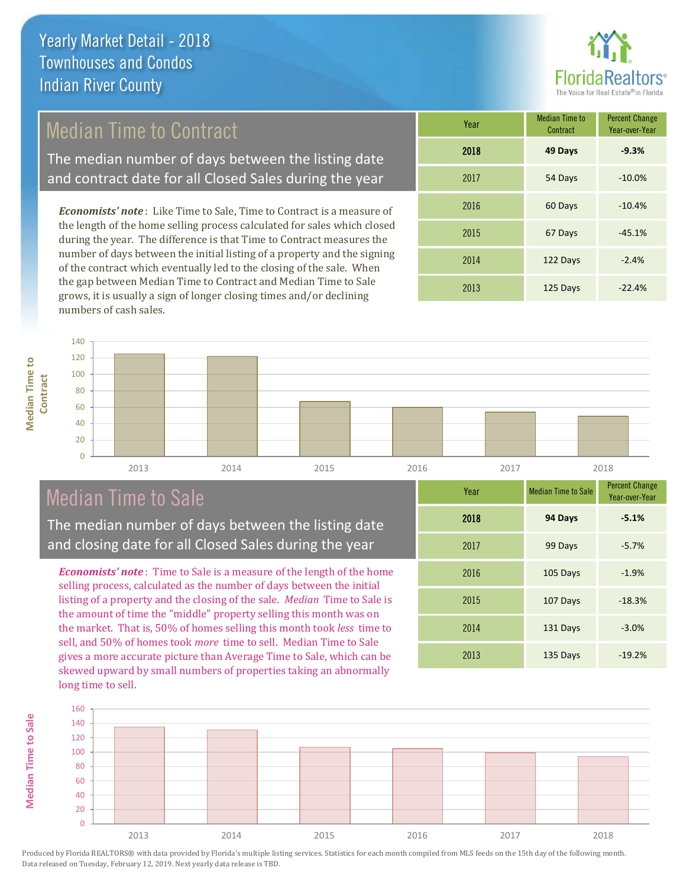# Yearly Market Detail - 2018
## Townhouses and Condos
## Indian River County

FloridaRealtors® The Voice for Real Estate® in Florida

## Median Time to Contract

The median number of days between the listing date and contract date for all Closed Sales during the year

***Economists' note***: Like Time to Sale, Time to Contract is a measure of the length of the home selling process calculated for sales which closed during the year. The difference is that Time to Contract measures the number of days between the initial listing of a property and the signing of the contract which eventually led to the closing of the sale. When the gap between Median Time to Contract and Median Time to Sale grows, it is usually a sign of longer closing times and/or declining numbers of cash sales.

| Year | Median Time to Contract | Percent Change Year-over-Year |
|---|---|---|
| **2018** | **49 Days** | **-9.3%** |
| 2017 | 54 Days | -10.0% |
| 2016 | 60 Days | -10.4% |
| 2015 | 67 Days | -45.1% |
| 2014 | 122 Days | -2.4% |
| 2013 | 125 Days | -22.4% |

## Median Time to Sale

The median number of days between the listing date and closing date for all Closed Sales during the year

***Economists' note***: Time to Sale is a measure of the length of the home selling process, calculated as the number of days between the initial listing of a property and the closing of the sale. *Median* Time to Sale is the amount of time the "middle" property selling this month was on the market. That is, 50% of homes selling this month took *less* time to sell, and 50% of homes took *more* time to sell. Median Time to Sale gives a more accurate picture than Average Time to Sale, which can be skewed upward by small numbers of properties taking an abnormally long time to sell.

| Year | Median Time to Sale | Percent Change Year-over-Year |
|---|---|---|
| **2018** | **94 Days** | **-5.1%** |
| 2017 | 99 Days | -5.7% |
| 2016 | 105 Days | -1.9% |
| 2015 | 107 Days | -18.3% |
| 2014 | 131 Days | -3.0% |
| 2013 | 135 Days | -19.2% |

Produced by Florida REALTORS® with data provided by Florida's multiple listing services. Statistics for each month compiled from MLS feeds on the 15th day of the following month. Data released on Tuesday, February 12, 2019. Next yearly data release is TBD.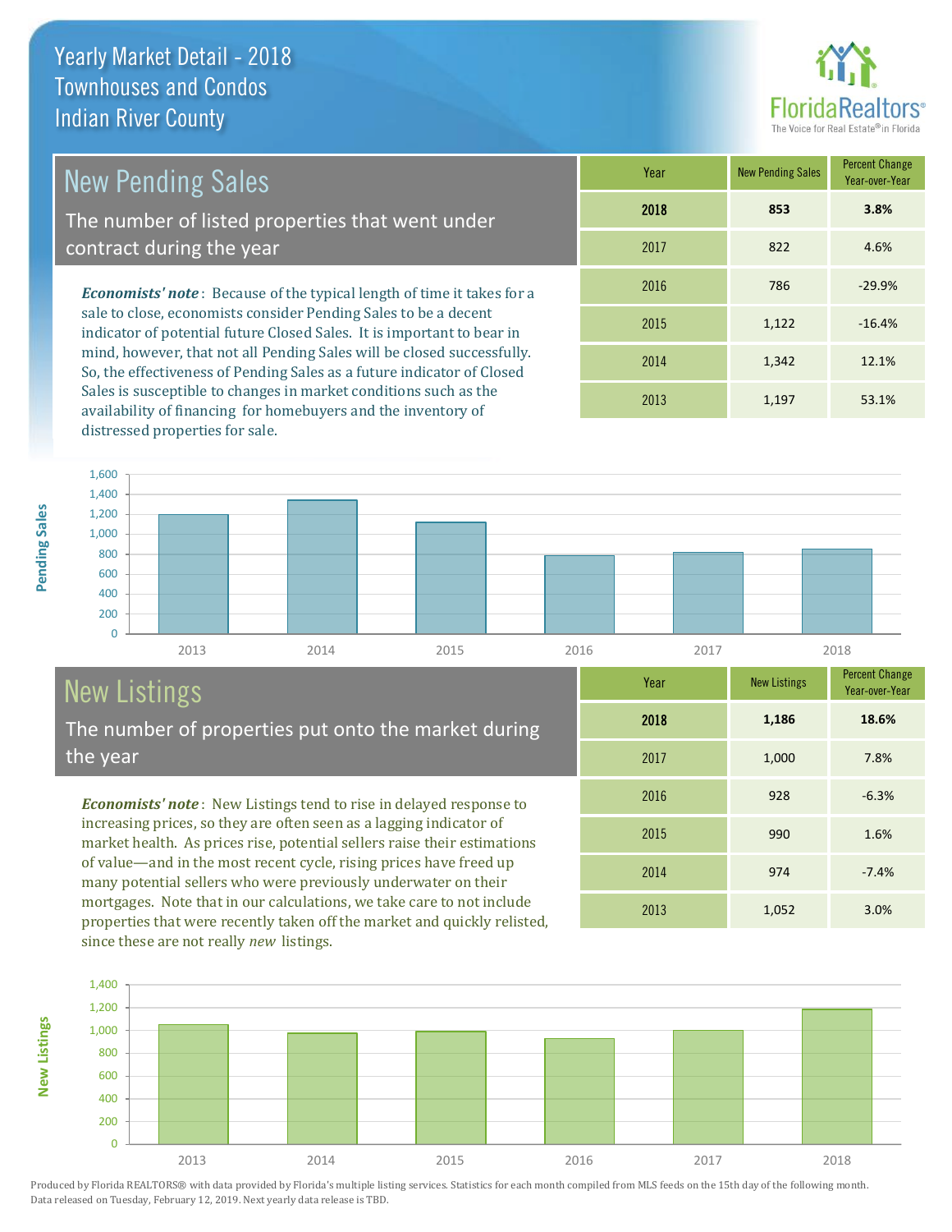# Yearly Market Detail - 2018
## Townhouses and Condos
## Indian River County

## New Pending Sales

The number of listed properties that went under contract during the year

***Economists' note***: Because of the typical length of time it takes for a sale to close, economists consider Pending Sales to be a decent indicator of potential future Closed Sales. It is important to bear in mind, however, that not all Pending Sales will be closed successfully. So, the effectiveness of Pending Sales as a future indicator of Closed Sales is susceptible to changes in market conditions such as the availability of financing for homebuyers and the inventory of distressed properties for sale.

| Year | New Pending Sales | Percent Change Year-over-Year |
|---|---|---|
| **2018** | **853** | **3.8%** |
| 2017 | 822 | 4.6% |
| 2016 | 786 | -29.9% |
| 2015 | 1,122 | -16.4% |
| 2014 | 1,342 | 12.1% |
| 2013 | 1,197 | 53.1% |

## New Listings

The number of properties put onto the market during the year

***Economists' note***: New Listings tend to rise in delayed response to increasing prices, so they are often seen as a lagging indicator of market health. As prices rise, potential sellers raise their estimations of value—and in the most recent cycle, rising prices have freed up many potential sellers who were previously underwater on their mortgages. Note that in our calculations, we take care to not include properties that were recently taken off the market and quickly relisted, since these are not really *new* listings.

| Year | New Listings | Percent Change Year-over-Year |
|---|---|---|
| **2018** | **1,186** | **18.6%** |
| 2017 | 1,000 | 7.8% |
| 2016 | 928 | -6.3% |
| 2015 | 990 | 1.6% |
| 2014 | 974 | -7.4% |
| 2013 | 1,052 | 3.0% |

Produced by Florida REALTORS® with data provided by Florida's multiple listing services. Statistics for each month compiled from MLS feeds on the 15th day of the following month. Data released on Tuesday, February 12, 2019. Next yearly data release is TBD.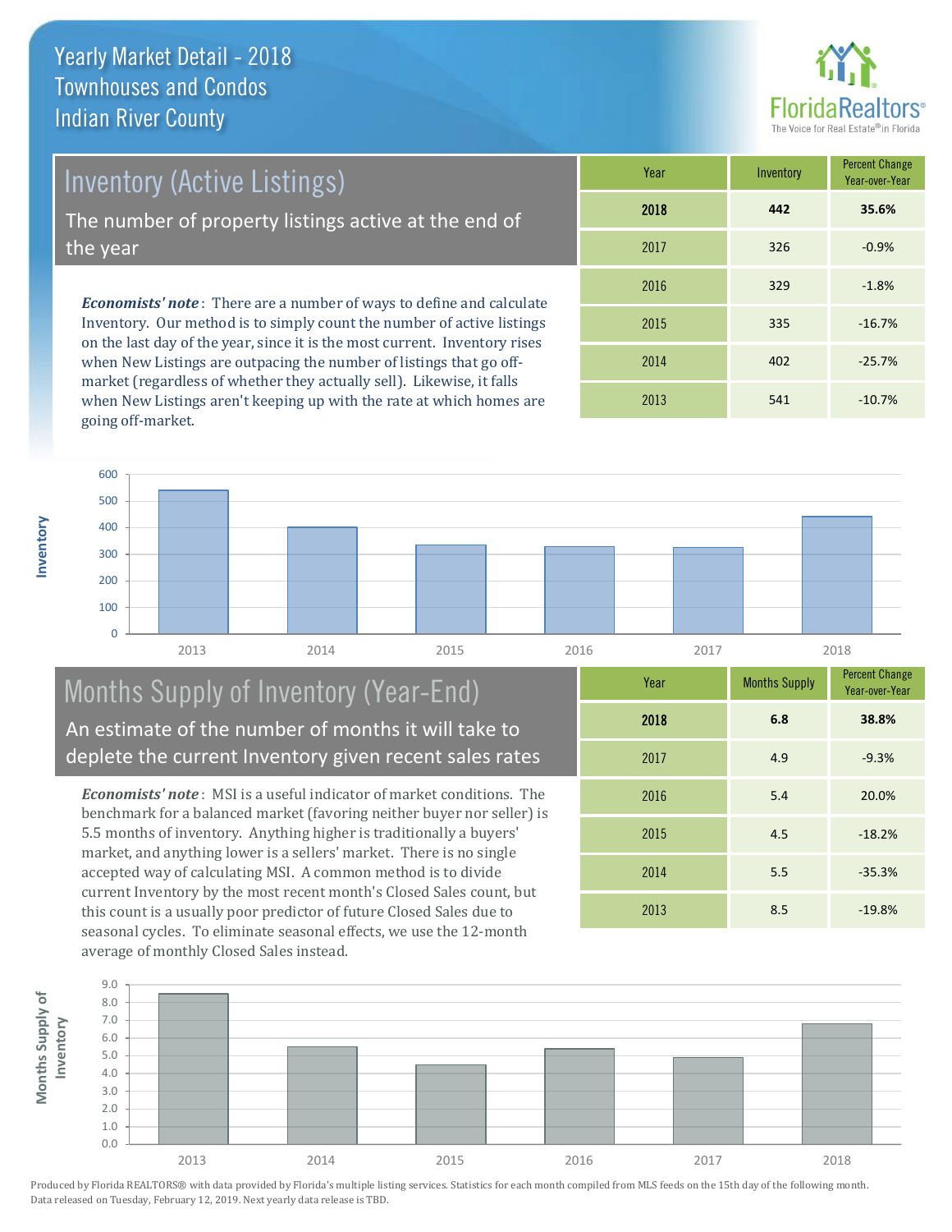# Yearly Market Detail - 2018
## Townhouses and Condos
## Indian River County

## Inventory (Active Listings)

The number of property listings active at the end of the year

*Economists' note*: There are a number of ways to define and calculate Inventory. Our method is to simply count the number of active listings on the last day of the year, since it is the most current. Inventory rises when New Listings are outpacing the number of listings that go off-market (regardless of whether they actually sell). Likewise, it falls when New Listings aren't keeping up with the rate at which homes are going off-market.

| Year | Inventory | Percent Change Year-over-Year |
|---|---|---|
| **2018** | **442** | **35.6%** |
| 2017 | 326 | -0.9% |
| 2016 | 329 | -1.8% |
| 2015 | 335 | -16.7% |
| 2014 | 402 | -25.7% |
| 2013 | 541 | -10.7% |

## Months Supply of Inventory (Year-End)

An estimate of the number of months it will take to deplete the current Inventory given recent sales rates

*Economists' note*: MSI is a useful indicator of market conditions. The benchmark for a balanced market (favoring neither buyer nor seller) is 5.5 months of inventory. Anything higher is traditionally a buyers' market, and anything lower is a sellers' market. There is no single accepted way of calculating MSI. A common method is to divide current Inventory by the most recent month's Closed Sales count, but this count is a usually poor predictor of future Closed Sales due to seasonal cycles. To eliminate seasonal effects, we use the 12-month average of monthly Closed Sales instead.

| Year | Months Supply | Percent Change Year-over-Year |
|---|---|---|
| **2018** | **6.8** | **38.8%** |
| 2017 | 4.9 | -9.3% |
| 2016 | 5.4 | 20.0% |
| 2015 | 4.5 | -18.2% |
| 2014 | 5.5 | -35.3% |
| 2013 | 8.5 | -19.8% |

Produced by Florida REALTORS® with data provided by Florida's multiple listing services. Statistics for each month compiled from MLS feeds on the 15th day of the following month. Data released on Tuesday, February 12, 2019. Next yearly data release is TBD.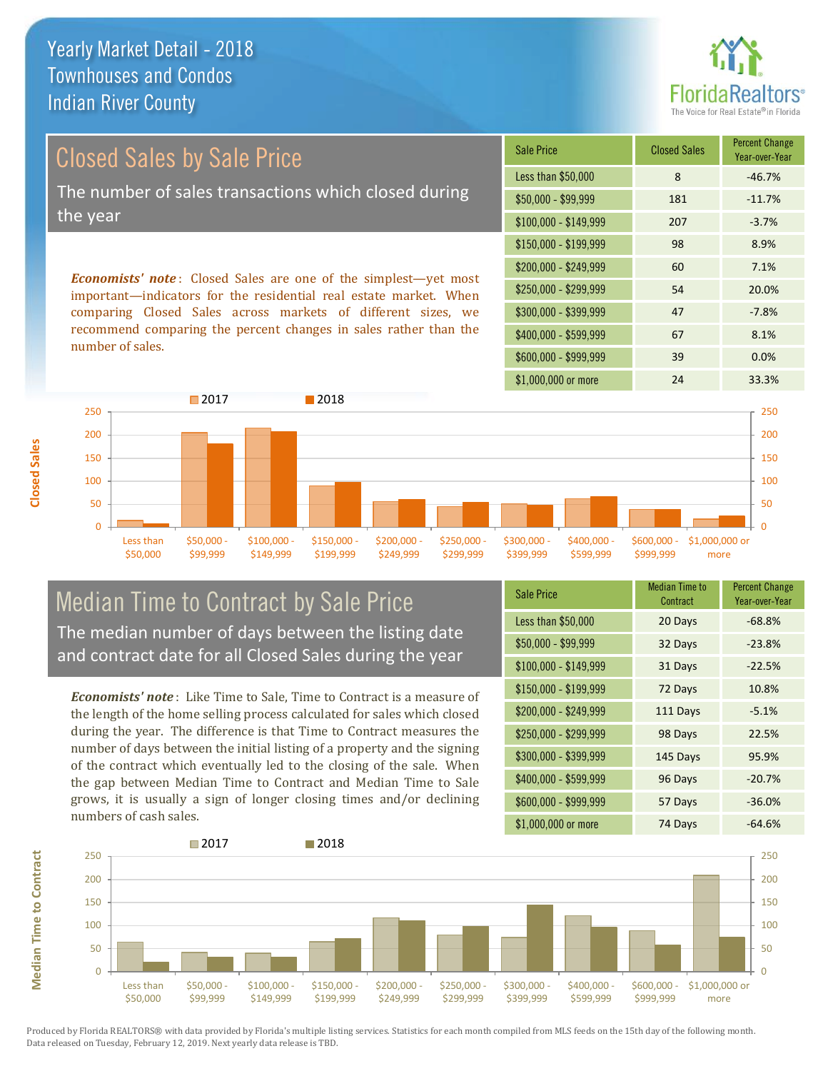# Yearly Market Detail - 2018
## Townhouses and Condos
## Indian River County

FloridaRealtors® The Voice for Real Estate® in Florida

## Closed Sales by Sale Price

The number of sales transactions which closed during the year

***Economists' note***: Closed Sales are one of the simplest—yet most important—indicators for the residential real estate market. When comparing Closed Sales across markets of different sizes, we recommend comparing the percent changes in sales rather than the number of sales.

| Sale Price | Closed Sales | Percent Change Year-over-Year |
|---|---|---|
| Less than $50,000 | 8 | -46.7% |
| $50,000 - $99,999 | 181 | -11.7% |
| $100,000 - $149,999 | 207 | -3.7% |
| $150,000 - $199,999 | 98 | 8.9% |
| $200,000 - $249,999 | 60 | 7.1% |
| $250,000 - $299,999 | 54 | 20.0% |
| $300,000 - $399,999 | 47 | -7.8% |
| $400,000 - $599,999 | 67 | 8.1% |
| $600,000 - $999,999 | 39 | 0.0% |
| $1,000,000 or more | 24 | 33.3% |

## Median Time to Contract by Sale Price

The median number of days between the listing date and contract date for all Closed Sales during the year

***Economists' note***: Like Time to Sale, Time to Contract is a measure of the length of the home selling process calculated for sales which closed during the year. The difference is that Time to Contract measures the number of days between the initial listing of a property and the signing of the contract which eventually led to the closing of the sale. When the gap between Median Time to Contract and Median Time to Sale grows, it is usually a sign of longer closing times and/or declining numbers of cash sales.

| Sale Price | Median Time to Contract | Percent Change Year-over-Year |
|---|---|---|
| Less than $50,000 | 20 Days | -68.8% |
| $50,000 - $99,999 | 32 Days | -23.8% |
| $100,000 - $149,999 | 31 Days | -22.5% |
| $150,000 - $199,999 | 72 Days | 10.8% |
| $200,000 - $249,999 | 111 Days | -5.1% |
| $250,000 - $299,999 | 98 Days | 22.5% |
| $300,000 - $399,999 | 145 Days | 95.9% |
| $400,000 - $599,999 | 96 Days | -20.7% |
| $600,000 - $999,999 | 57 Days | -36.0% |
| $1,000,000 or more | 74 Days | -64.6% |

Produced by Florida REALTORS® with data provided by Florida's multiple listing services. Statistics for each month compiled from MLS feeds on the 15th day of the following month. Data released on Tuesday, February 12, 2019. Next yearly data release is TBD.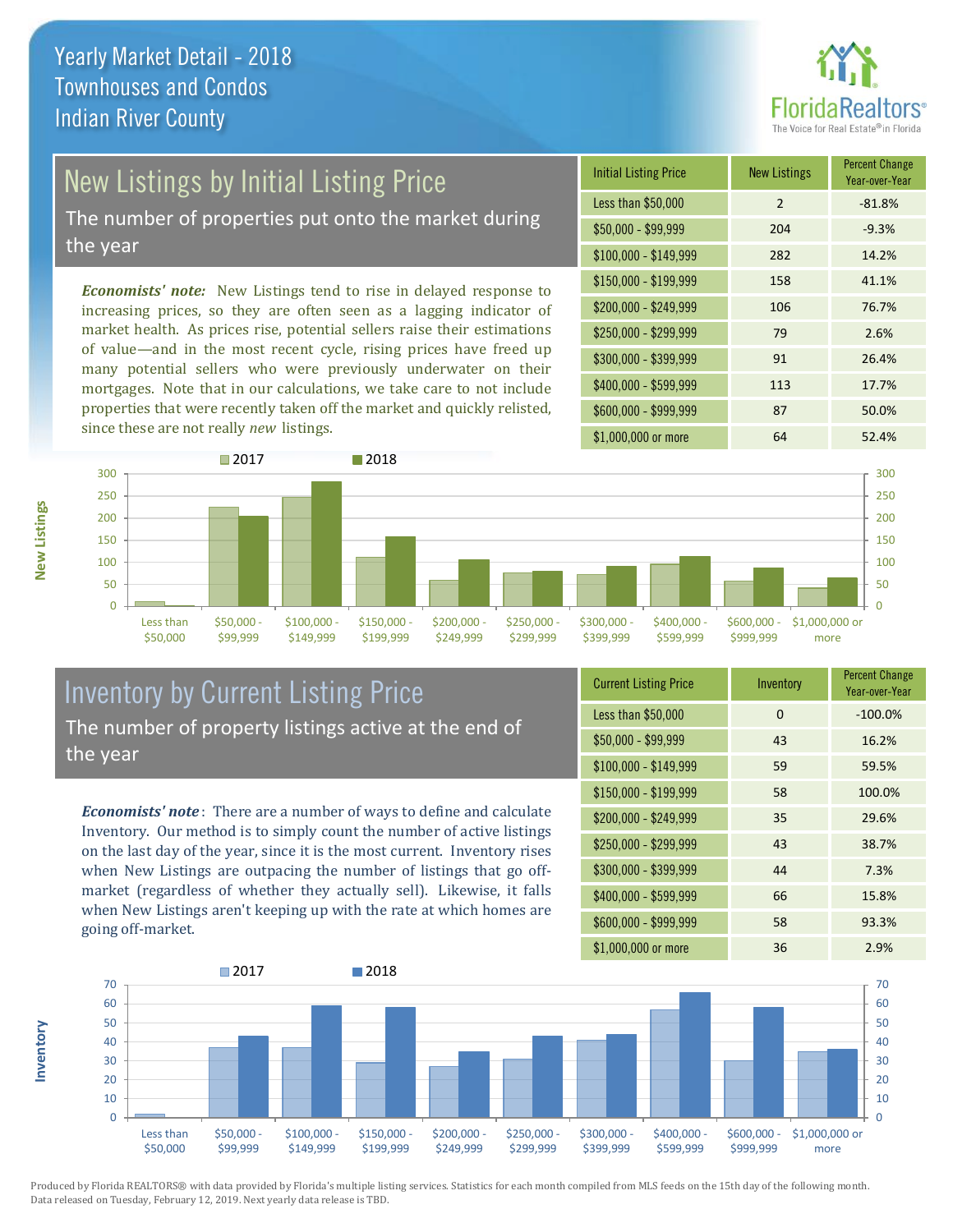# Yearly Market Detail - 2018
## Townhouses and Condos
## Indian River County

## New Listings by Initial Listing Price

The number of properties put onto the market during the year

*Economists' note:* New Listings tend to rise in delayed response to increasing prices, so they are often seen as a lagging indicator of market health. As prices rise, potential sellers raise their estimations of value—and in the most recent cycle, rising prices have freed up many potential sellers who were previously underwater on their mortgages. Note that in our calculations, we take care to not include properties that were recently taken off the market and quickly relisted, since these are not really *new* listings.

| Initial Listing Price | New Listings | Percent Change Year-over-Year |
|---|---|---|
| Less than $50,000 | 2 | -81.8% |
| $50,000 - $99,999 | 204 | -9.3% |
| $100,000 - $149,999 | 282 | 14.2% |
| $150,000 - $199,999 | 158 | 41.1% |
| $200,000 - $249,999 | 106 | 76.7% |
| $250,000 - $299,999 | 79 | 2.6% |
| $300,000 - $399,999 | 91 | 26.4% |
| $400,000 - $599,999 | 113 | 17.7% |
| $600,000 - $999,999 | 87 | 50.0% |
| $1,000,000 or more | 64 | 52.4% |

## Inventory by Current Listing Price

The number of property listings active at the end of the year

*Economists' note*: There are a number of ways to define and calculate Inventory. Our method is to simply count the number of active listings on the last day of the year, since it is the most current. Inventory rises when New Listings are outpacing the number of listings that go off-market (regardless of whether they actually sell). Likewise, it falls when New Listings aren't keeping up with the rate at which homes are going off-market.

| Current Listing Price | Inventory | Percent Change Year-over-Year |
|---|---|---|
| Less than $50,000 | 0 | -100.0% |
| $50,000 - $99,999 | 43 | 16.2% |
| $100,000 - $149,999 | 59 | 59.5% |
| $150,000 - $199,999 | 58 | 100.0% |
| $200,000 - $249,999 | 35 | 29.6% |
| $250,000 - $299,999 | 43 | 38.7% |
| $300,000 - $399,999 | 44 | 7.3% |
| $400,000 - $599,999 | 66 | 15.8% |
| $600,000 - $999,999 | 58 | 93.3% |
| $1,000,000 or more | 36 | 2.9% |

Produced by Florida REALTORS® with data provided by Florida's multiple listing services. Statistics for each month compiled from MLS feeds on the 15th day of the following month. Data released on Tuesday, February 12, 2019. Next yearly data release is TBD.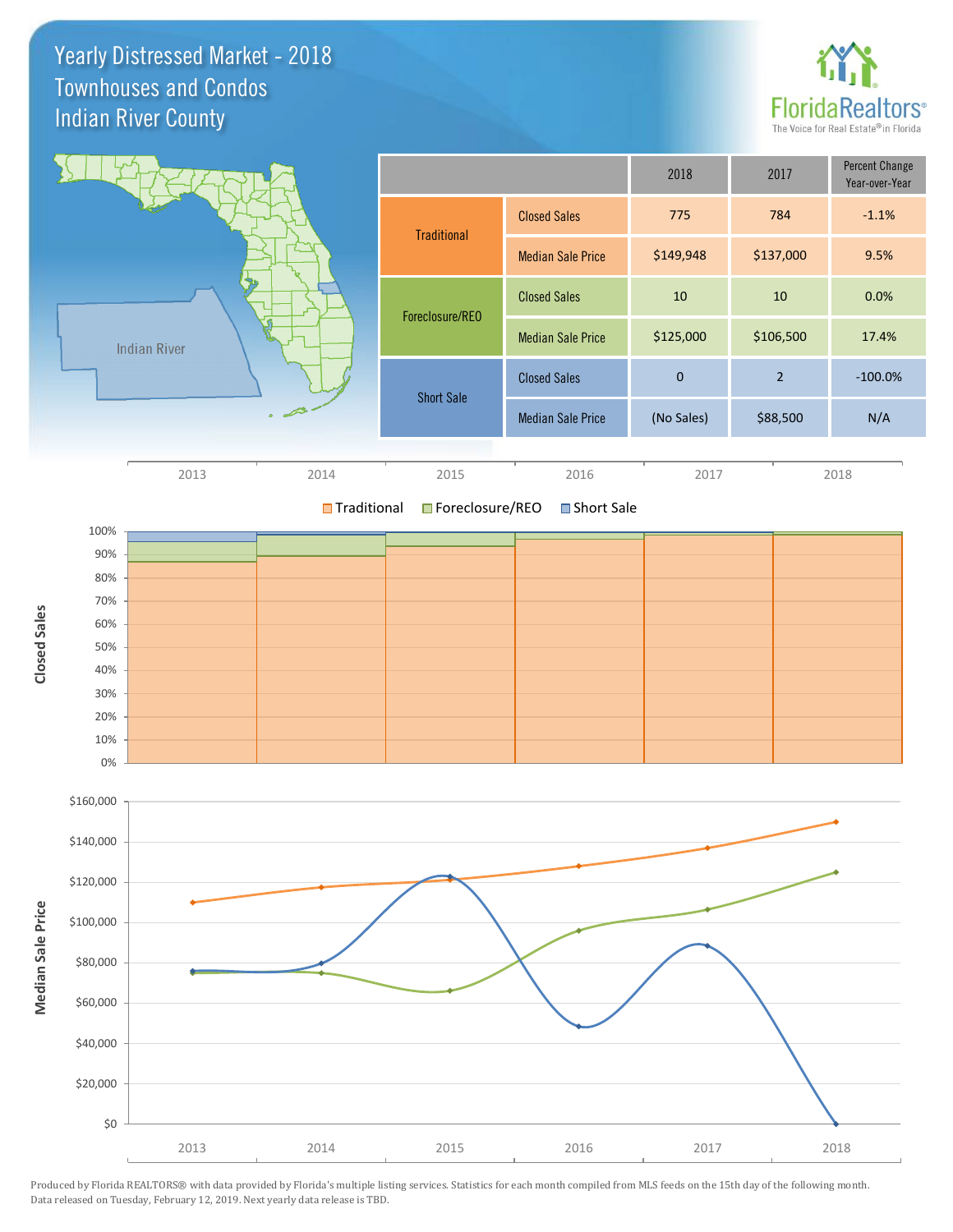# Yearly Distressed Market - 2018
## Townhouses and Condos
## Indian River County

FloridaRealtors
The Voice for Real Estate® in Florida

Indian River

| | | 2018 | 2017 | Percent Change Year-over-Year |
|---|---|---|---|---|
| Traditional | Closed Sales | 775 | 784 | -1.1% |
| | Median Sale Price | $149,948 | $137,000 | 9.5% |
| Foreclosure/REO | Closed Sales | 10 | 10 | 0.0% |
| | Median Sale Price | $125,000 | $106,500 | 17.4% |
| Short Sale | Closed Sales | 0 | 2 | -100.0% |
| | Median Sale Price | (No Sales) | $88,500 | N/A |

2013 2014 2015 2016 2017 2018

Traditional Foreclosure/REO Short Sale

Closed Sales

100% 90% 80% 70% 60% 50% 40% 30% 20% 10% 0%

Median Sale Price

$160,000 $140,000 $120,000 $100,000 $80,000 $60,000 $40,000 $20,000 $0

2013 2014 2015 2016 2017 2018

Produced by Florida REALTORS® with data provided by Florida's multiple listing services. Statistics for each month compiled from MLS feeds on the 15th day of the following month. Data released on Tuesday, February 12, 2019. Next yearly data release is TBD.